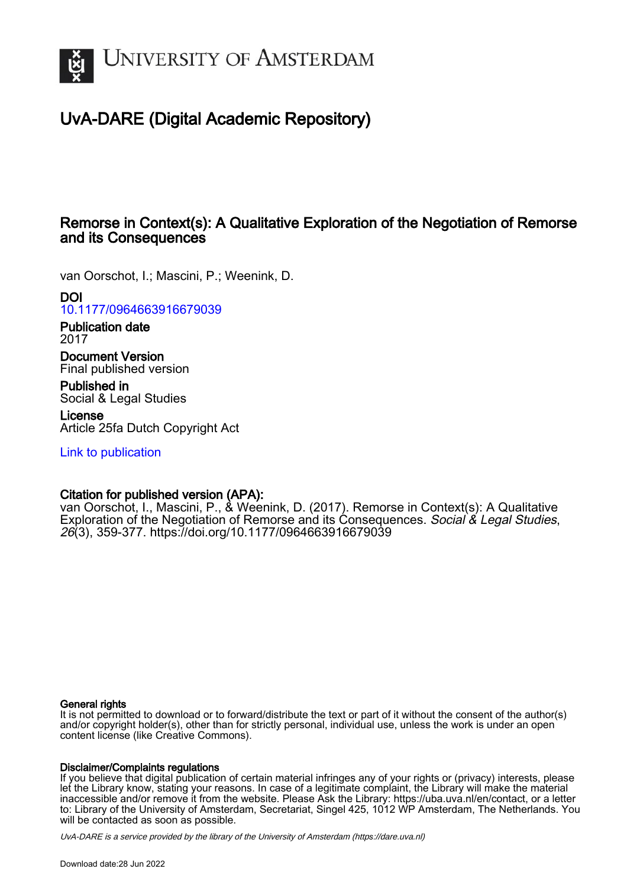UNIVERSITY OF AMSTERDAM

# UvA-DARE (Digital Academic Repository)

## Remorse in Context(s): A Qualitative Exploration of the Negotiation of Remorse and its Consequences

van Oorschot, I.; Mascini, P.; Weenink, D.

**DOI**
10.1177/0964663916679039

**Publication date**
2017

**Document Version**
Final published version

**Published in**
Social & Legal Studies

**License**
Article 25fa Dutch Copyright Act

Link to publication

**Citation for published version (APA):**
van Oorschot, I., Mascini, P., & Weenink, D. (2017). Remorse in Context(s): A Qualitative Exploration of the Negotiation of Remorse and its Consequences. *Social & Legal Studies*, *26*(3), 359-377. https://doi.org/10.1177/0964663916679039

**General rights**
It is not permitted to download or to forward/distribute the text or part of it without the consent of the author(s) and/or copyright holder(s), other than for strictly personal, individual use, unless the work is under an open content license (like Creative Commons).

**Disclaimer/Complaints regulations**
If you believe that digital publication of certain material infringes any of your rights or (privacy) interests, please let the Library know, stating your reasons. In case of a legitimate complaint, the Library will make the material inaccessible and/or remove it from the website. Please Ask the Library: https://uba.uva.nl/en/contact, or a letter to: Library of the University of Amsterdam, Secretariat, Singel 425, 1012 WP Amsterdam, The Netherlands. You will be contacted as soon as possible.

*UvA-DARE is a service provided by the library of the University of Amsterdam (https://dare.uva.nl)*

Download date:28 Jun 2022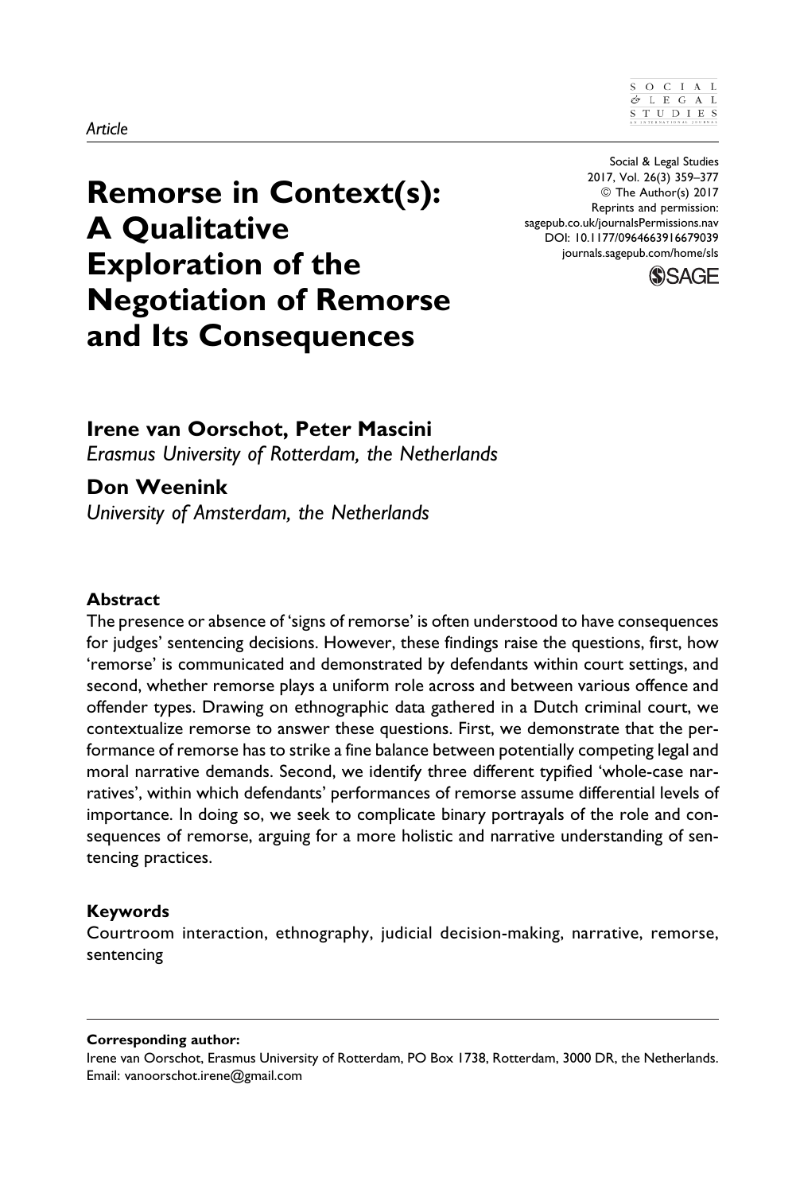*Article*

# Remorse in Context(s): A Qualitative Exploration of the Negotiation of Remorse and Its Consequences

**Irene van Oorschot, Peter Mascini**
*Erasmus University of Rotterdam, the Netherlands*

**Don Weenink**
*University of Amsterdam, the Netherlands*

### Abstract

The presence or absence of 'signs of remorse' is often understood to have consequences for judges' sentencing decisions. However, these findings raise the questions, first, how 'remorse' is communicated and demonstrated by defendants within court settings, and second, whether remorse plays a uniform role across and between various offence and offender types. Drawing on ethnographic data gathered in a Dutch criminal court, we contextualize remorse to answer these questions. First, we demonstrate that the performance of remorse has to strike a fine balance between potentially competing legal and moral narrative demands. Second, we identify three different typified 'whole-case narratives', within which defendants' performances of remorse assume differential levels of importance. In doing so, we seek to complicate binary portrayals of the role and consequences of remorse, arguing for a more holistic and narrative understanding of sentencing practices.

### Keywords

Courtroom interaction, ethnography, judicial decision-making, narrative, remorse, sentencing

**Corresponding author:**
Irene van Oorschot, Erasmus University of Rotterdam, PO Box 1738, Rotterdam, 3000 DR, the Netherlands.
Email: vanoorschot.irene@gmail.com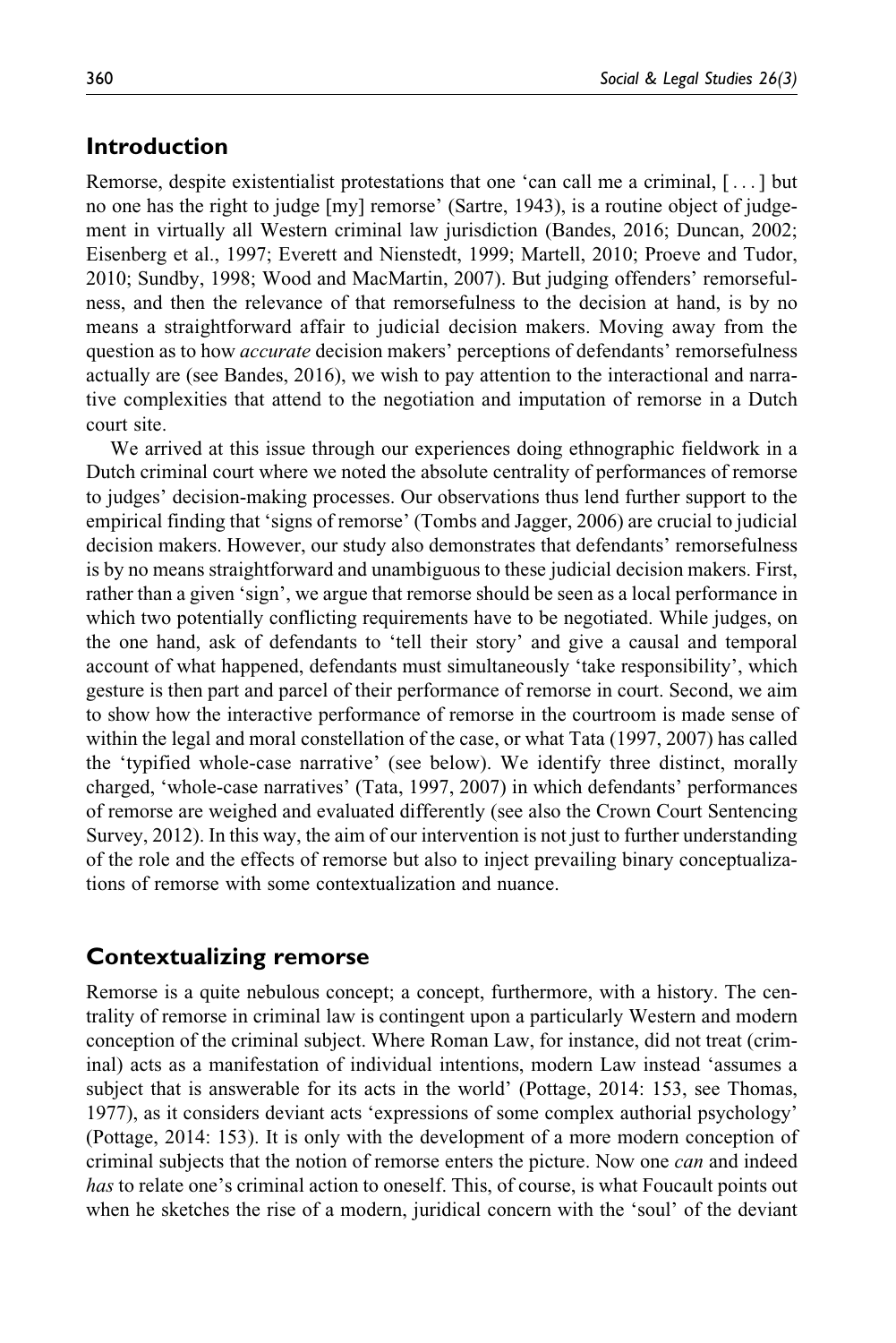## Introduction

Remorse, despite existentialist protestations that one 'can call me a criminal, [ . . . ] but no one has the right to judge [my] remorse' (Sartre, 1943), is a routine object of judgement in virtually all Western criminal law jurisdiction (Bandes, 2016; Duncan, 2002; Eisenberg et al., 1997; Everett and Nienstedt, 1999; Martell, 2010; Proeve and Tudor, 2010; Sundby, 1998; Wood and MacMartin, 2007). But judging offenders' remorsefulness, and then the relevance of that remorsefulness to the decision at hand, is by no means a straightforward affair to judicial decision makers. Moving away from the question as to how *accurate* decision makers' perceptions of defendants' remorsefulness actually are (see Bandes, 2016), we wish to pay attention to the interactional and narrative complexities that attend to the negotiation and imputation of remorse in a Dutch court site.

We arrived at this issue through our experiences doing ethnographic fieldwork in a Dutch criminal court where we noted the absolute centrality of performances of remorse to judges' decision-making processes. Our observations thus lend further support to the empirical finding that 'signs of remorse' (Tombs and Jagger, 2006) are crucial to judicial decision makers. However, our study also demonstrates that defendants' remorsefulness is by no means straightforward and unambiguous to these judicial decision makers. First, rather than a given 'sign', we argue that remorse should be seen as a local performance in which two potentially conflicting requirements have to be negotiated. While judges, on the one hand, ask of defendants to 'tell their story' and give a causal and temporal account of what happened, defendants must simultaneously 'take responsibility', which gesture is then part and parcel of their performance of remorse in court. Second, we aim to show how the interactive performance of remorse in the courtroom is made sense of within the legal and moral constellation of the case, or what Tata (1997, 2007) has called the 'typified whole-case narrative' (see below). We identify three distinct, morally charged, 'whole-case narratives' (Tata, 1997, 2007) in which defendants' performances of remorse are weighed and evaluated differently (see also the Crown Court Sentencing Survey, 2012). In this way, the aim of our intervention is not just to further understanding of the role and the effects of remorse but also to inject prevailing binary conceptualizations of remorse with some contextualization and nuance.

## Contextualizing remorse

Remorse is a quite nebulous concept; a concept, furthermore, with a history. The centrality of remorse in criminal law is contingent upon a particularly Western and modern conception of the criminal subject. Where Roman Law, for instance, did not treat (criminal) acts as a manifestation of individual intentions, modern Law instead 'assumes a subject that is answerable for its acts in the world' (Pottage, 2014: 153, see Thomas, 1977), as it considers deviant acts 'expressions of some complex authorial psychology' (Pottage, 2014: 153). It is only with the development of a more modern conception of criminal subjects that the notion of remorse enters the picture. Now one *can* and indeed *has* to relate one's criminal action to oneself. This, of course, is what Foucault points out when he sketches the rise of a modern, juridical concern with the 'soul' of the deviant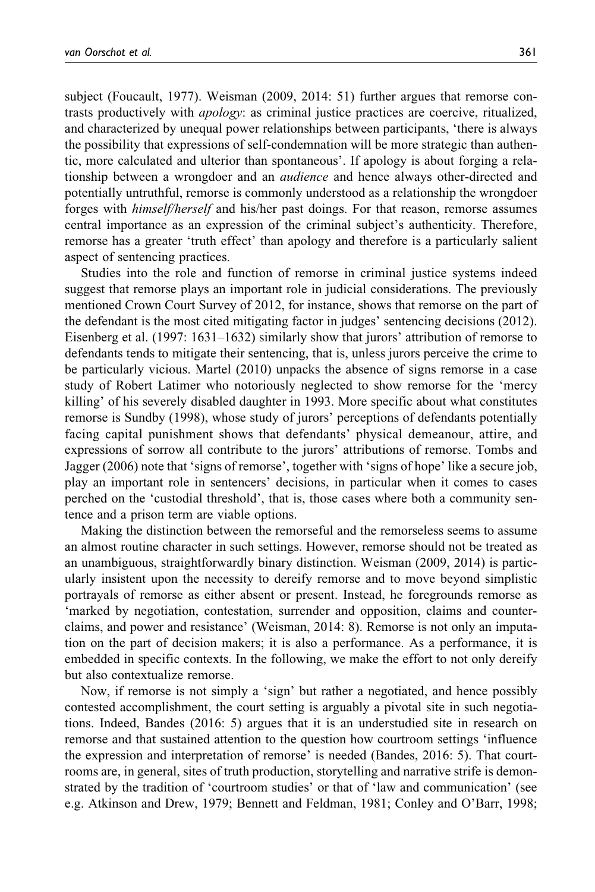subject (Foucault, 1977). Weisman (2009, 2014: 51) further argues that remorse contrasts productively with *apology*: as criminal justice practices are coercive, ritualized, and characterized by unequal power relationships between participants, 'there is always the possibility that expressions of self-condemnation will be more strategic than authentic, more calculated and ulterior than spontaneous'. If apology is about forging a relationship between a wrongdoer and an *audience* and hence always other-directed and potentially untruthful, remorse is commonly understood as a relationship the wrongdoer forges with *himself/herself* and his/her past doings. For that reason, remorse assumes central importance as an expression of the criminal subject's authenticity. Therefore, remorse has a greater 'truth effect' than apology and therefore is a particularly salient aspect of sentencing practices.

Studies into the role and function of remorse in criminal justice systems indeed suggest that remorse plays an important role in judicial considerations. The previously mentioned Crown Court Survey of 2012, for instance, shows that remorse on the part of the defendant is the most cited mitigating factor in judges' sentencing decisions (2012). Eisenberg et al. (1997: 1631–1632) similarly show that jurors' attribution of remorse to defendants tends to mitigate their sentencing, that is, unless jurors perceive the crime to be particularly vicious. Martel (2010) unpacks the absence of signs remorse in a case study of Robert Latimer who notoriously neglected to show remorse for the 'mercy killing' of his severely disabled daughter in 1993. More specific about what constitutes remorse is Sundby (1998), whose study of jurors' perceptions of defendants potentially facing capital punishment shows that defendants' physical demeanour, attire, and expressions of sorrow all contribute to the jurors' attributions of remorse. Tombs and Jagger (2006) note that 'signs of remorse', together with 'signs of hope' like a secure job, play an important role in sentencers' decisions, in particular when it comes to cases perched on the 'custodial threshold', that is, those cases where both a community sentence and a prison term are viable options.

Making the distinction between the remorseful and the remorseless seems to assume an almost routine character in such settings. However, remorse should not be treated as an unambiguous, straightforwardly binary distinction. Weisman (2009, 2014) is particularly insistent upon the necessity to dereify remorse and to move beyond simplistic portrayals of remorse as either absent or present. Instead, he foregrounds remorse as 'marked by negotiation, contestation, surrender and opposition, claims and counterclaims, and power and resistance' (Weisman, 2014: 8). Remorse is not only an imputation on the part of decision makers; it is also a performance. As a performance, it is embedded in specific contexts. In the following, we make the effort to not only dereify but also contextualize remorse.

Now, if remorse is not simply a 'sign' but rather a negotiated, and hence possibly contested accomplishment, the court setting is arguably a pivotal site in such negotiations. Indeed, Bandes (2016: 5) argues that it is an understudied site in research on remorse and that sustained attention to the question how courtroom settings 'influence the expression and interpretation of remorse' is needed (Bandes, 2016: 5). That courtrooms are, in general, sites of truth production, storytelling and narrative strife is demonstrated by the tradition of 'courtroom studies' or that of 'law and communication' (see e.g. Atkinson and Drew, 1979; Bennett and Feldman, 1981; Conley and O'Barr, 1998;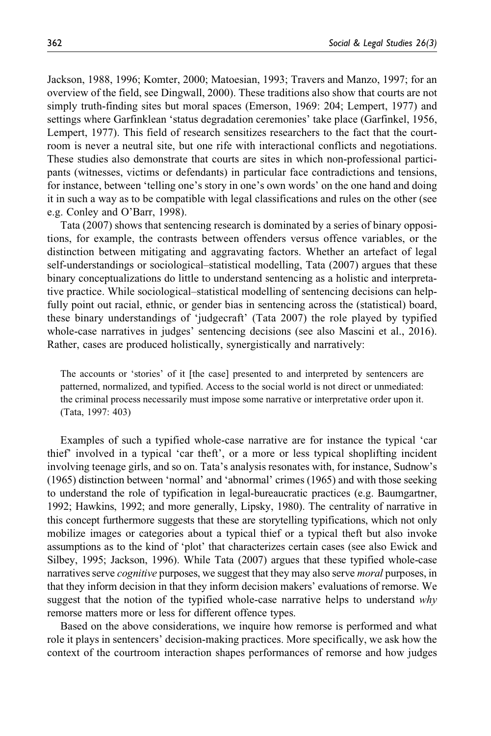Jackson, 1988, 1996; Komter, 2000; Matoesian, 1993; Travers and Manzo, 1997; for an overview of the field, see Dingwall, 2000). These traditions also show that courts are not simply truth-finding sites but moral spaces (Emerson, 1969: 204; Lempert, 1977) and settings where Garfinklean 'status degradation ceremonies' take place (Garfinkel, 1956, Lempert, 1977). This field of research sensitizes researchers to the fact that the courtroom is never a neutral site, but one rife with interactional conflicts and negotiations. These studies also demonstrate that courts are sites in which non-professional participants (witnesses, victims or defendants) in particular face contradictions and tensions, for instance, between 'telling one's story in one's own words' on the one hand and doing it in such a way as to be compatible with legal classifications and rules on the other (see e.g. Conley and O'Barr, 1998).

Tata (2007) shows that sentencing research is dominated by a series of binary oppositions, for example, the contrasts between offenders versus offence variables, or the distinction between mitigating and aggravating factors. Whether an artefact of legal self-understandings or sociological–statistical modelling, Tata (2007) argues that these binary conceptualizations do little to understand sentencing as a holistic and interpretative practice. While sociological–statistical modelling of sentencing decisions can helpfully point out racial, ethnic, or gender bias in sentencing across the (statistical) board, these binary understandings of 'judgecraft' (Tata 2007) the role played by typified whole-case narratives in judges' sentencing decisions (see also Mascini et al., 2016). Rather, cases are produced holistically, synergistically and narratively:

> The accounts or 'stories' of it [the case] presented to and interpreted by sentencers are patterned, normalized, and typified. Access to the social world is not direct or unmediated: the criminal process necessarily must impose some narrative or interpretative order upon it. (Tata, 1997: 403)

Examples of such a typified whole-case narrative are for instance the typical 'car thief' involved in a typical 'car theft', or a more or less typical shoplifting incident involving teenage girls, and so on. Tata's analysis resonates with, for instance, Sudnow's (1965) distinction between 'normal' and 'abnormal' crimes (1965) and with those seeking to understand the role of typification in legal-bureaucratic practices (e.g. Baumgartner, 1992; Hawkins, 1992; and more generally, Lipsky, 1980). The centrality of narrative in this concept furthermore suggests that these are storytelling typifications, which not only mobilize images or categories about a typical thief or a typical theft but also invoke assumptions as to the kind of 'plot' that characterizes certain cases (see also Ewick and Silbey, 1995; Jackson, 1996). While Tata (2007) argues that these typified whole-case narratives serve *cognitive* purposes, we suggest that they may also serve *moral* purposes, in that they inform decision in that they inform decision makers' evaluations of remorse. We suggest that the notion of the typified whole-case narrative helps to understand *why* remorse matters more or less for different offence types.

Based on the above considerations, we inquire how remorse is performed and what role it plays in sentencers' decision-making practices. More specifically, we ask how the context of the courtroom interaction shapes performances of remorse and how judges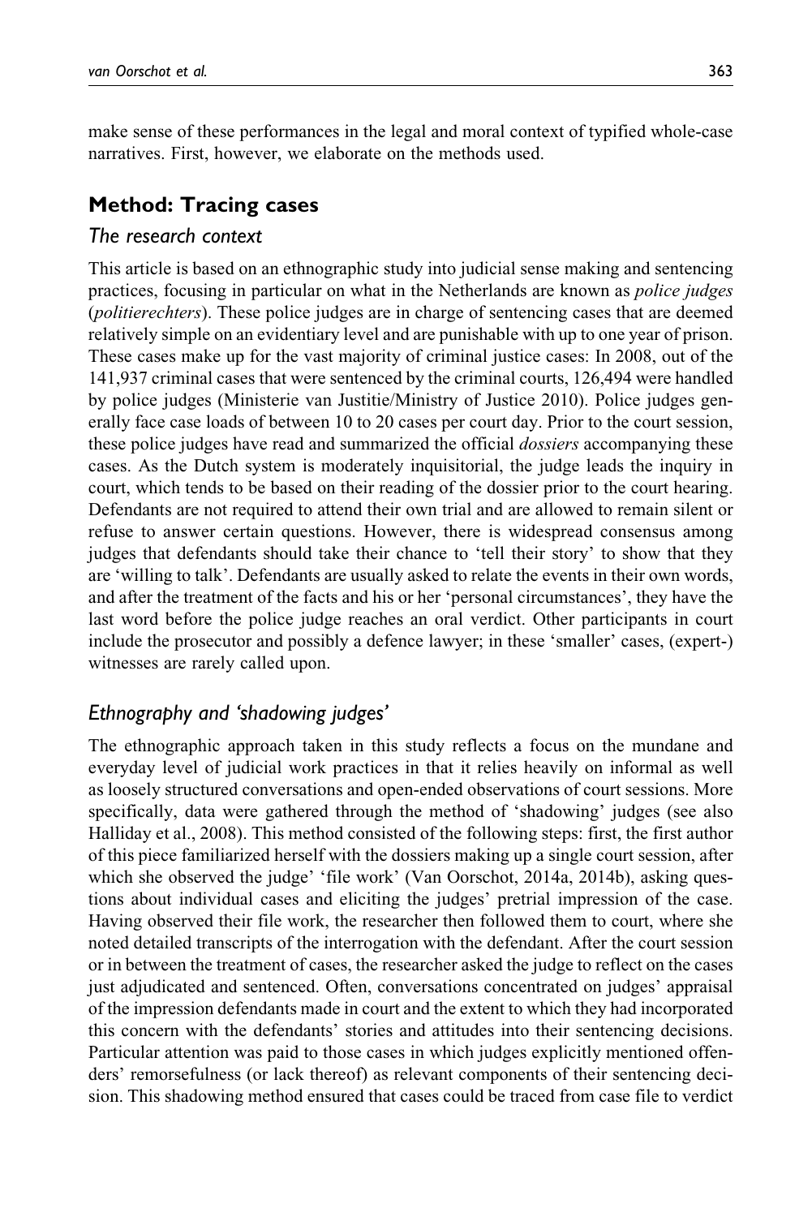make sense of these performances in the legal and moral context of typified whole-case narratives. First, however, we elaborate on the methods used.

## Method: Tracing cases

### The research context

This article is based on an ethnographic study into judicial sense making and sentencing practices, focusing in particular on what in the Netherlands are known as *police judges* (*politierechters*). These police judges are in charge of sentencing cases that are deemed relatively simple on an evidentiary level and are punishable with up to one year of prison. These cases make up for the vast majority of criminal justice cases: In 2008, out of the 141,937 criminal cases that were sentenced by the criminal courts, 126,494 were handled by police judges (Ministerie van Justitie/Ministry of Justice 2010). Police judges generally face case loads of between 10 to 20 cases per court day. Prior to the court session, these police judges have read and summarized the official *dossiers* accompanying these cases. As the Dutch system is moderately inquisitorial, the judge leads the inquiry in court, which tends to be based on their reading of the dossier prior to the court hearing. Defendants are not required to attend their own trial and are allowed to remain silent or refuse to answer certain questions. However, there is widespread consensus among judges that defendants should take their chance to 'tell their story' to show that they are 'willing to talk'. Defendants are usually asked to relate the events in their own words, and after the treatment of the facts and his or her 'personal circumstances', they have the last word before the police judge reaches an oral verdict. Other participants in court include the prosecutor and possibly a defence lawyer; in these 'smaller' cases, (expert-) witnesses are rarely called upon.

### Ethnography and 'shadowing judges'

The ethnographic approach taken in this study reflects a focus on the mundane and everyday level of judicial work practices in that it relies heavily on informal as well as loosely structured conversations and open-ended observations of court sessions. More specifically, data were gathered through the method of 'shadowing' judges (see also Halliday et al., 2008). This method consisted of the following steps: first, the first author of this piece familiarized herself with the dossiers making up a single court session, after which she observed the judge' 'file work' (Van Oorschot, 2014a, 2014b), asking questions about individual cases and eliciting the judges' pretrial impression of the case. Having observed their file work, the researcher then followed them to court, where she noted detailed transcripts of the interrogation with the defendant. After the court session or in between the treatment of cases, the researcher asked the judge to reflect on the cases just adjudicated and sentenced. Often, conversations concentrated on judges' appraisal of the impression defendants made in court and the extent to which they had incorporated this concern with the defendants' stories and attitudes into their sentencing decisions. Particular attention was paid to those cases in which judges explicitly mentioned offenders' remorsefulness (or lack thereof) as relevant components of their sentencing decision. This shadowing method ensured that cases could be traced from case file to verdict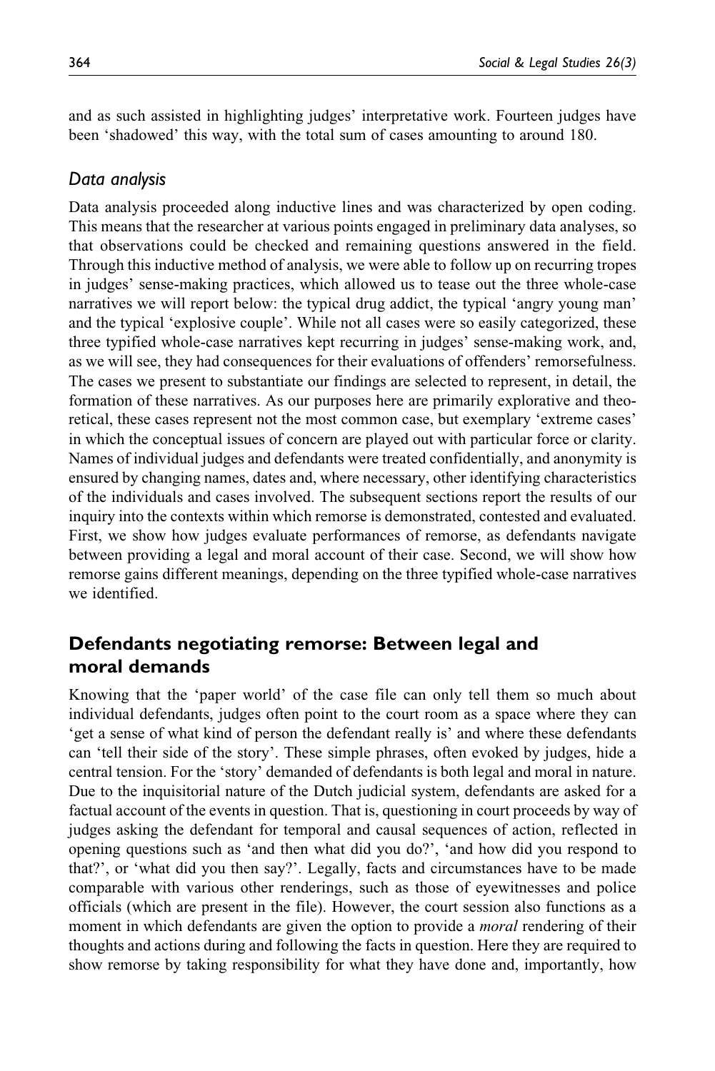and as such assisted in highlighting judges' interpretative work. Fourteen judges have been 'shadowed' this way, with the total sum of cases amounting to around 180.

### *Data analysis*

Data analysis proceeded along inductive lines and was characterized by open coding. This means that the researcher at various points engaged in preliminary data analyses, so that observations could be checked and remaining questions answered in the field. Through this inductive method of analysis, we were able to follow up on recurring tropes in judges' sense-making practices, which allowed us to tease out the three whole-case narratives we will report below: the typical drug addict, the typical 'angry young man' and the typical 'explosive couple'. While not all cases were so easily categorized, these three typified whole-case narratives kept recurring in judges' sense-making work, and, as we will see, they had consequences for their evaluations of offenders' remorsefulness. The cases we present to substantiate our findings are selected to represent, in detail, the formation of these narratives. As our purposes here are primarily explorative and theoretical, these cases represent not the most common case, but exemplary 'extreme cases' in which the conceptual issues of concern are played out with particular force or clarity. Names of individual judges and defendants were treated confidentially, and anonymity is ensured by changing names, dates and, where necessary, other identifying characteristics of the individuals and cases involved. The subsequent sections report the results of our inquiry into the contexts within which remorse is demonstrated, contested and evaluated. First, we show how judges evaluate performances of remorse, as defendants navigate between providing a legal and moral account of their case. Second, we will show how remorse gains different meanings, depending on the three typified whole-case narratives we identified.

## Defendants negotiating remorse: Between legal and moral demands

Knowing that the 'paper world' of the case file can only tell them so much about individual defendants, judges often point to the court room as a space where they can 'get a sense of what kind of person the defendant really is' and where these defendants can 'tell their side of the story'. These simple phrases, often evoked by judges, hide a central tension. For the 'story' demanded of defendants is both legal and moral in nature. Due to the inquisitorial nature of the Dutch judicial system, defendants are asked for a factual account of the events in question. That is, questioning in court proceeds by way of judges asking the defendant for temporal and causal sequences of action, reflected in opening questions such as 'and then what did you do?', 'and how did you respond to that?', or 'what did you then say?'. Legally, facts and circumstances have to be made comparable with various other renderings, such as those of eyewitnesses and police officials (which are present in the file). However, the court session also functions as a moment in which defendants are given the option to provide a *moral* rendering of their thoughts and actions during and following the facts in question. Here they are required to show remorse by taking responsibility for what they have done and, importantly, how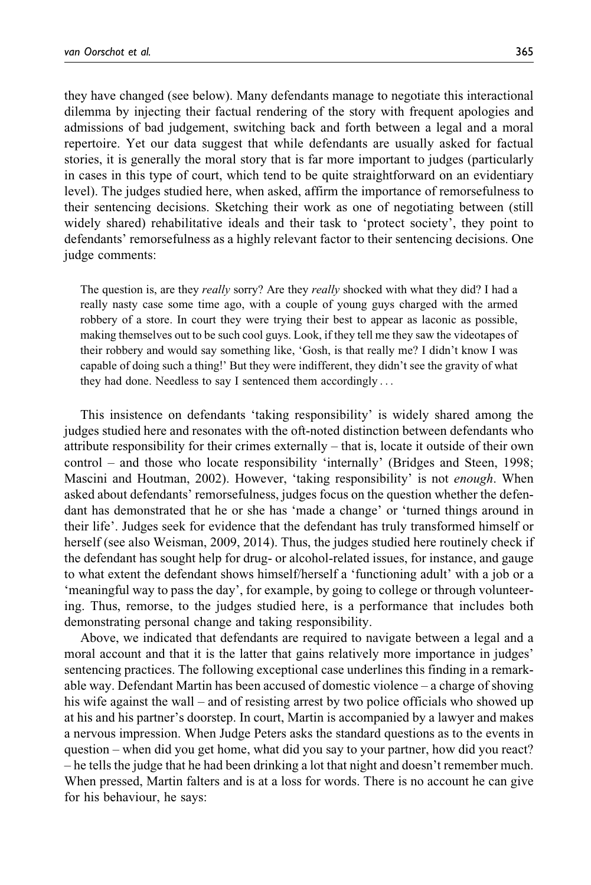they have changed (see below). Many defendants manage to negotiate this interactional dilemma by injecting their factual rendering of the story with frequent apologies and admissions of bad judgement, switching back and forth between a legal and a moral repertoire. Yet our data suggest that while defendants are usually asked for factual stories, it is generally the moral story that is far more important to judges (particularly in cases in this type of court, which tend to be quite straightforward on an evidentiary level). The judges studied here, when asked, affirm the importance of remorsefulness to their sentencing decisions. Sketching their work as one of negotiating between (still widely shared) rehabilitative ideals and their task to 'protect society', they point to defendants' remorsefulness as a highly relevant factor to their sentencing decisions. One judge comments:

> The question is, are they *really* sorry? Are they *really* shocked with what they did? I had a really nasty case some time ago, with a couple of young guys charged with the armed robbery of a store. In court they were trying their best to appear as laconic as possible, making themselves out to be such cool guys. Look, if they tell me they saw the videotapes of their robbery and would say something like, 'Gosh, is that really me? I didn't know I was capable of doing such a thing!' But they were indifferent, they didn't see the gravity of what they had done. Needless to say I sentenced them accordingly . . .

This insistence on defendants 'taking responsibility' is widely shared among the judges studied here and resonates with the oft-noted distinction between defendants who attribute responsibility for their crimes externally – that is, locate it outside of their own control – and those who locate responsibility 'internally' (Bridges and Steen, 1998; Mascini and Houtman, 2002). However, 'taking responsibility' is not *enough*. When asked about defendants' remorsefulness, judges focus on the question whether the defendant has demonstrated that he or she has 'made a change' or 'turned things around in their life'. Judges seek for evidence that the defendant has truly transformed himself or herself (see also Weisman, 2009, 2014). Thus, the judges studied here routinely check if the defendant has sought help for drug- or alcohol-related issues, for instance, and gauge to what extent the defendant shows himself/herself a 'functioning adult' with a job or a 'meaningful way to pass the day', for example, by going to college or through volunteering. Thus, remorse, to the judges studied here, is a performance that includes both demonstrating personal change and taking responsibility.

Above, we indicated that defendants are required to navigate between a legal and a moral account and that it is the latter that gains relatively more importance in judges' sentencing practices. The following exceptional case underlines this finding in a remarkable way. Defendant Martin has been accused of domestic violence – a charge of shoving his wife against the wall – and of resisting arrest by two police officials who showed up at his and his partner's doorstep. In court, Martin is accompanied by a lawyer and makes a nervous impression. When Judge Peters asks the standard questions as to the events in question – when did you get home, what did you say to your partner, how did you react? – he tells the judge that he had been drinking a lot that night and doesn't remember much. When pressed, Martin falters and is at a loss for words. There is no account he can give for his behaviour, he says: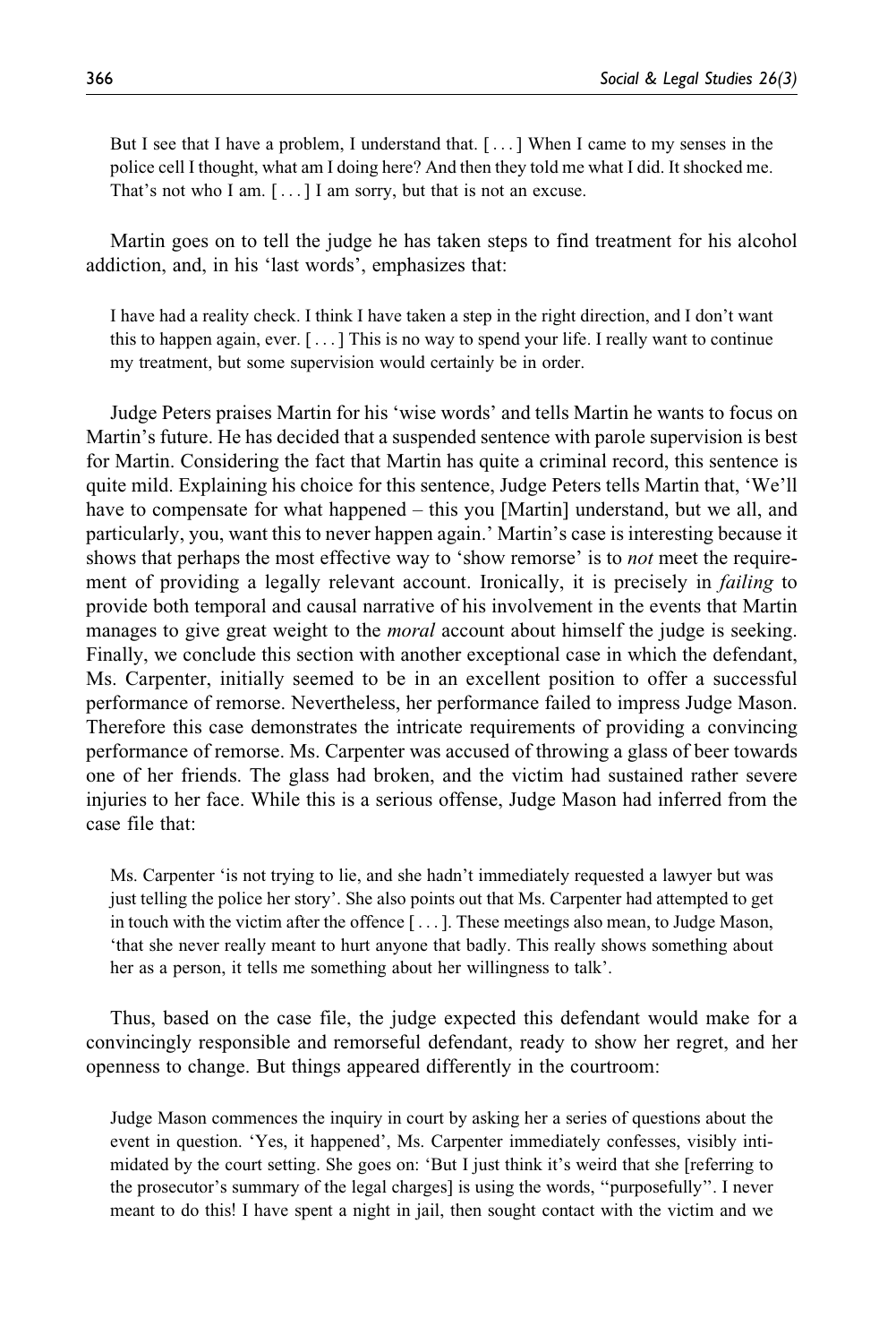> But I see that I have a problem, I understand that. [ . . . ] When I came to my senses in the police cell I thought, what am I doing here? And then they told me what I did. It shocked me. That's not who I am. [ . . . ] I am sorry, but that is not an excuse.

Martin goes on to tell the judge he has taken steps to find treatment for his alcohol addiction, and, in his 'last words', emphasizes that:

> I have had a reality check. I think I have taken a step in the right direction, and I don't want this to happen again, ever. [ . . . ] This is no way to spend your life. I really want to continue my treatment, but some supervision would certainly be in order.

Judge Peters praises Martin for his 'wise words' and tells Martin he wants to focus on Martin's future. He has decided that a suspended sentence with parole supervision is best for Martin. Considering the fact that Martin has quite a criminal record, this sentence is quite mild. Explaining his choice for this sentence, Judge Peters tells Martin that, 'We'll have to compensate for what happened – this you [Martin] understand, but we all, and particularly, you, want this to never happen again.' Martin's case is interesting because it shows that perhaps the most effective way to 'show remorse' is to *not* meet the requirement of providing a legally relevant account. Ironically, it is precisely in *failing* to provide both temporal and causal narrative of his involvement in the events that Martin manages to give great weight to the *moral* account about himself the judge is seeking. Finally, we conclude this section with another exceptional case in which the defendant, Ms. Carpenter, initially seemed to be in an excellent position to offer a successful performance of remorse. Nevertheless, her performance failed to impress Judge Mason. Therefore this case demonstrates the intricate requirements of providing a convincing performance of remorse. Ms. Carpenter was accused of throwing a glass of beer towards one of her friends. The glass had broken, and the victim had sustained rather severe injuries to her face. While this is a serious offense, Judge Mason had inferred from the case file that:

> Ms. Carpenter 'is not trying to lie, and she hadn't immediately requested a lawyer but was just telling the police her story'. She also points out that Ms. Carpenter had attempted to get in touch with the victim after the offence [ . . . ]. These meetings also mean, to Judge Mason, 'that she never really meant to hurt anyone that badly. This really shows something about her as a person, it tells me something about her willingness to talk'.

Thus, based on the case file, the judge expected this defendant would make for a convincingly responsible and remorseful defendant, ready to show her regret, and her openness to change. But things appeared differently in the courtroom:

> Judge Mason commences the inquiry in court by asking her a series of questions about the event in question. 'Yes, it happened', Ms. Carpenter immediately confesses, visibly intimidated by the court setting. She goes on: 'But I just think it's weird that she [referring to the prosecutor's summary of the legal charges] is using the words, "purposefully". I never meant to do this! I have spent a night in jail, then sought contact with the victim and we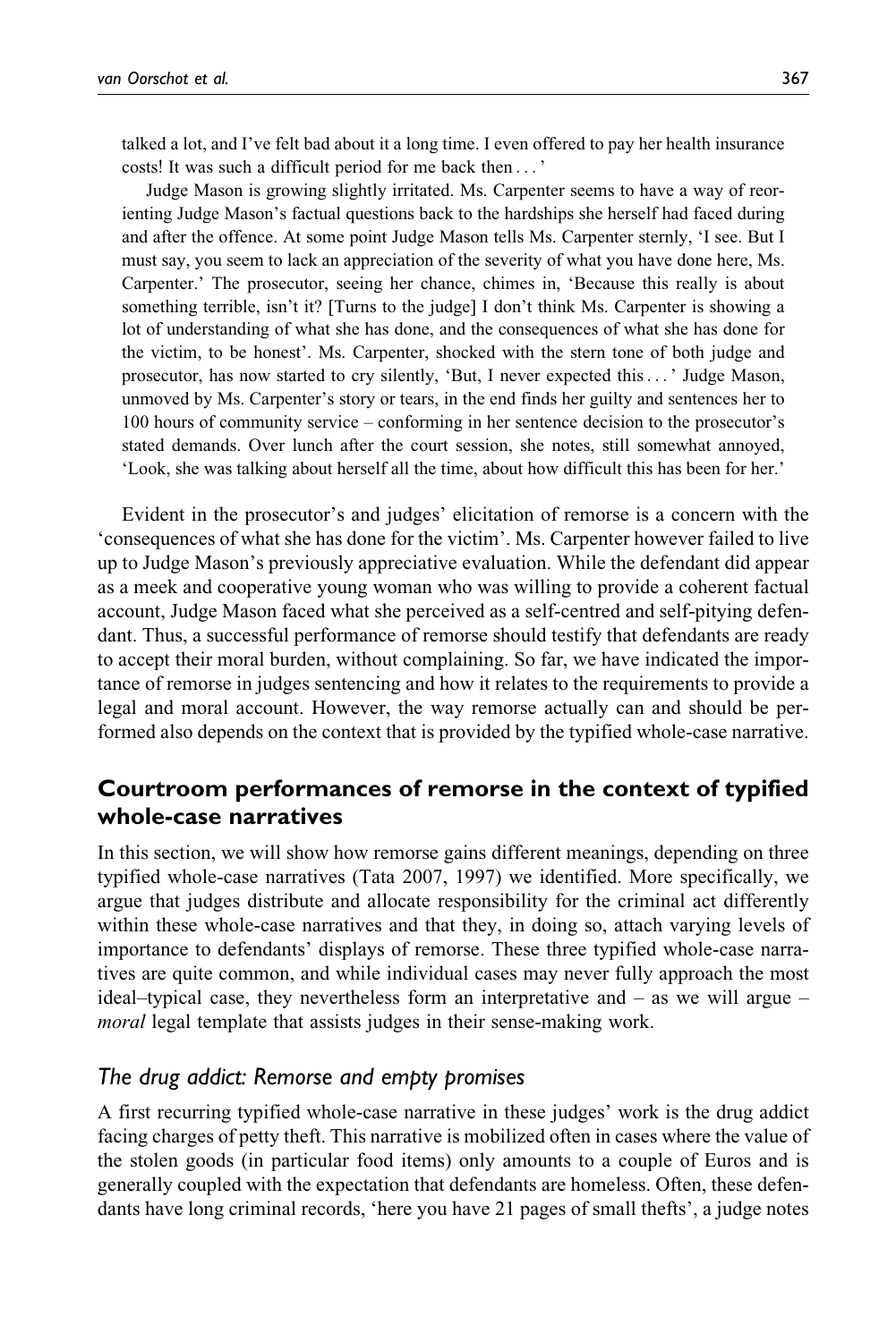talked a lot, and I've felt bad about it a long time. I even offered to pay her health insurance costs! It was such a difficult period for me back then . . . '

Judge Mason is growing slightly irritated. Ms. Carpenter seems to have a way of reorienting Judge Mason's factual questions back to the hardships she herself had faced during and after the offence. At some point Judge Mason tells Ms. Carpenter sternly, 'I see. But I must say, you seem to lack an appreciation of the severity of what you have done here, Ms. Carpenter.' The prosecutor, seeing her chance, chimes in, 'Because this really is about something terrible, isn't it? [Turns to the judge] I don't think Ms. Carpenter is showing a lot of understanding of what she has done, and the consequences of what she has done for the victim, to be honest'. Ms. Carpenter, shocked with the stern tone of both judge and prosecutor, has now started to cry silently, 'But, I never expected this . . . ' Judge Mason, unmoved by Ms. Carpenter's story or tears, in the end finds her guilty and sentences her to 100 hours of community service – conforming in her sentence decision to the prosecutor's stated demands. Over lunch after the court session, she notes, still somewhat annoyed, 'Look, she was talking about herself all the time, about how difficult this has been for her.'

Evident in the prosecutor's and judges' elicitation of remorse is a concern with the 'consequences of what she has done for the victim'. Ms. Carpenter however failed to live up to Judge Mason's previously appreciative evaluation. While the defendant did appear as a meek and cooperative young woman who was willing to provide a coherent factual account, Judge Mason faced what she perceived as a self-centred and self-pitying defendant. Thus, a successful performance of remorse should testify that defendants are ready to accept their moral burden, without complaining. So far, we have indicated the importance of remorse in judges sentencing and how it relates to the requirements to provide a legal and moral account. However, the way remorse actually can and should be performed also depends on the context that is provided by the typified whole-case narrative.

## Courtroom performances of remorse in the context of typified whole-case narratives

In this section, we will show how remorse gains different meanings, depending on three typified whole-case narratives (Tata 2007, 1997) we identified. More specifically, we argue that judges distribute and allocate responsibility for the criminal act differently within these whole-case narratives and that they, in doing so, attach varying levels of importance to defendants' displays of remorse. These three typified whole-case narratives are quite common, and while individual cases may never fully approach the most ideal–typical case, they nevertheless form an interpretative and – as we will argue – *moral* legal template that assists judges in their sense-making work.

### *The drug addict: Remorse and empty promises*

A first recurring typified whole-case narrative in these judges' work is the drug addict facing charges of petty theft. This narrative is mobilized often in cases where the value of the stolen goods (in particular food items) only amounts to a couple of Euros and is generally coupled with the expectation that defendants are homeless. Often, these defendants have long criminal records, 'here you have 21 pages of small thefts', a judge notes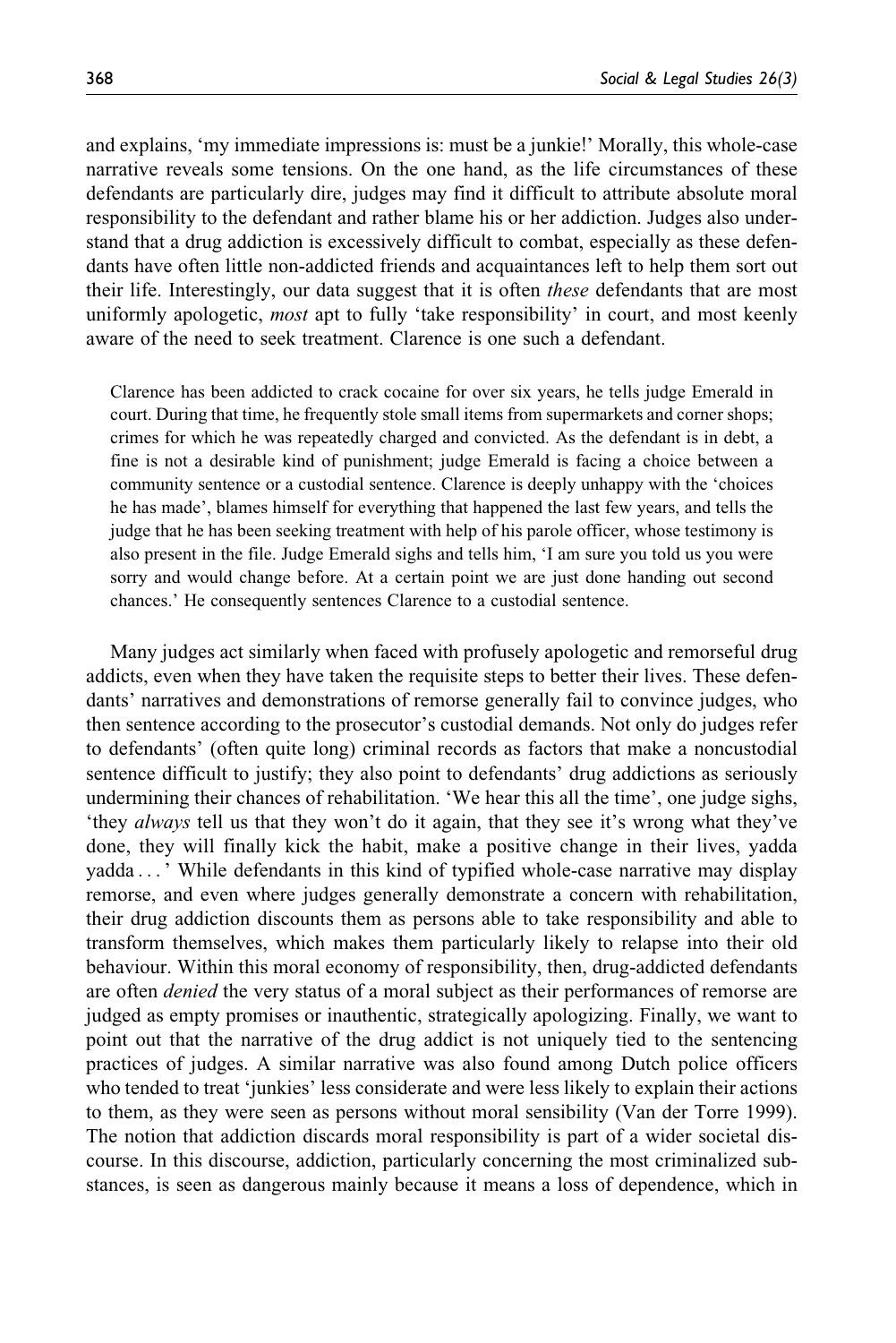and explains, 'my immediate impressions is: must be a junkie!' Morally, this whole-case narrative reveals some tensions. On the one hand, as the life circumstances of these defendants are particularly dire, judges may find it difficult to attribute absolute moral responsibility to the defendant and rather blame his or her addiction. Judges also understand that a drug addiction is excessively difficult to combat, especially as these defendants have often little non-addicted friends and acquaintances left to help them sort out their life. Interestingly, our data suggest that it is often *these* defendants that are most uniformly apologetic, *most* apt to fully 'take responsibility' in court, and most keenly aware of the need to seek treatment. Clarence is one such a defendant.

> Clarence has been addicted to crack cocaine for over six years, he tells judge Emerald in court. During that time, he frequently stole small items from supermarkets and corner shops; crimes for which he was repeatedly charged and convicted. As the defendant is in debt, a fine is not a desirable kind of punishment; judge Emerald is facing a choice between a community sentence or a custodial sentence. Clarence is deeply unhappy with the 'choices he has made', blames himself for everything that happened the last few years, and tells the judge that he has been seeking treatment with help of his parole officer, whose testimony is also present in the file. Judge Emerald sighs and tells him, 'I am sure you told us you were sorry and would change before. At a certain point we are just done handing out second chances.' He consequently sentences Clarence to a custodial sentence.

Many judges act similarly when faced with profusely apologetic and remorseful drug addicts, even when they have taken the requisite steps to better their lives. These defendants' narratives and demonstrations of remorse generally fail to convince judges, who then sentence according to the prosecutor's custodial demands. Not only do judges refer to defendants' (often quite long) criminal records as factors that make a noncustodial sentence difficult to justify; they also point to defendants' drug addictions as seriously undermining their chances of rehabilitation. 'We hear this all the time', one judge sighs, 'they *always* tell us that they won't do it again, that they see it's wrong what they've done, they will finally kick the habit, make a positive change in their lives, yadda yadda ... ' While defendants in this kind of typified whole-case narrative may display remorse, and even where judges generally demonstrate a concern with rehabilitation, their drug addiction discounts them as persons able to take responsibility and able to transform themselves, which makes them particularly likely to relapse into their old behaviour. Within this moral economy of responsibility, then, drug-addicted defendants are often *denied* the very status of a moral subject as their performances of remorse are judged as empty promises or inauthentic, strategically apologizing. Finally, we want to point out that the narrative of the drug addict is not uniquely tied to the sentencing practices of judges. A similar narrative was also found among Dutch police officers who tended to treat 'junkies' less considerate and were less likely to explain their actions to them, as they were seen as persons without moral sensibility (Van der Torre 1999). The notion that addiction discards moral responsibility is part of a wider societal discourse. In this discourse, addiction, particularly concerning the most criminalized substances, is seen as dangerous mainly because it means a loss of dependence, which in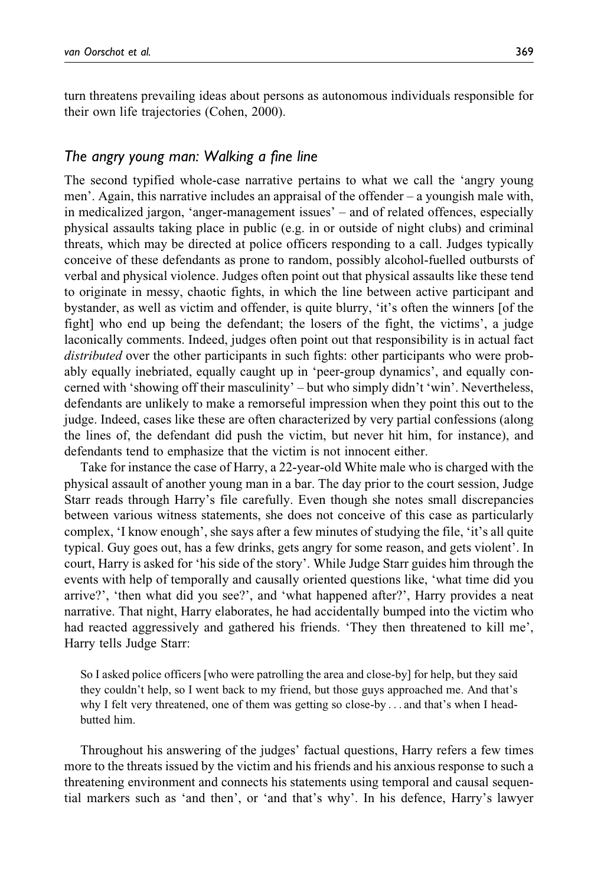turn threatens prevailing ideas about persons as autonomous individuals responsible for their own life trajectories (Cohen, 2000).

### *The angry young man: Walking a fine line*

The second typified whole-case narrative pertains to what we call the 'angry young men'. Again, this narrative includes an appraisal of the offender – a youngish male with, in medicalized jargon, 'anger-management issues' – and of related offences, especially physical assaults taking place in public (e.g. in or outside of night clubs) and criminal threats, which may be directed at police officers responding to a call. Judges typically conceive of these defendants as prone to random, possibly alcohol-fuelled outbursts of verbal and physical violence. Judges often point out that physical assaults like these tend to originate in messy, chaotic fights, in which the line between active participant and bystander, as well as victim and offender, is quite blurry, 'it's often the winners [of the fight] who end up being the defendant; the losers of the fight, the victims', a judge laconically comments. Indeed, judges often point out that responsibility is in actual fact *distributed* over the other participants in such fights: other participants who were probably equally inebriated, equally caught up in 'peer-group dynamics', and equally concerned with 'showing off their masculinity' – but who simply didn't 'win'. Nevertheless, defendants are unlikely to make a remorseful impression when they point this out to the judge. Indeed, cases like these are often characterized by very partial confessions (along the lines of, the defendant did push the victim, but never hit him, for instance), and defendants tend to emphasize that the victim is not innocent either.

Take for instance the case of Harry, a 22-year-old White male who is charged with the physical assault of another young man in a bar. The day prior to the court session, Judge Starr reads through Harry's file carefully. Even though she notes small discrepancies between various witness statements, she does not conceive of this case as particularly complex, 'I know enough', she says after a few minutes of studying the file, 'it's all quite typical. Guy goes out, has a few drinks, gets angry for some reason, and gets violent'. In court, Harry is asked for 'his side of the story'. While Judge Starr guides him through the events with help of temporally and causally oriented questions like, 'what time did you arrive?', 'then what did you see?', and 'what happened after?', Harry provides a neat narrative. That night, Harry elaborates, he had accidentally bumped into the victim who had reacted aggressively and gathered his friends. 'They then threatened to kill me', Harry tells Judge Starr:

> So I asked police officers [who were patrolling the area and close-by] for help, but they said they couldn't help, so I went back to my friend, but those guys approached me. And that's why I felt very threatened, one of them was getting so close-by . . . and that's when I head-butted him.

Throughout his answering of the judges' factual questions, Harry refers a few times more to the threats issued by the victim and his friends and his anxious response to such a threatening environment and connects his statements using temporal and causal sequential markers such as 'and then', or 'and that's why'. In his defence, Harry's lawyer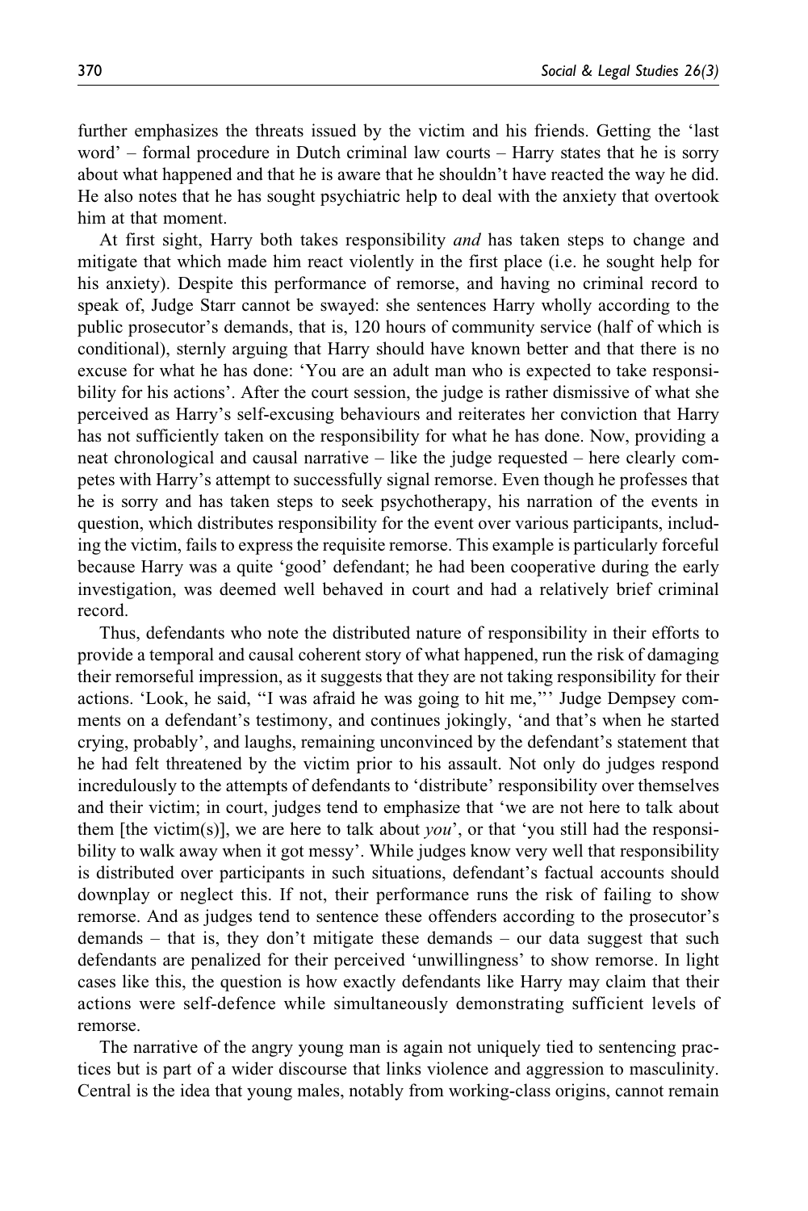further emphasizes the threats issued by the victim and his friends. Getting the 'last word' – formal procedure in Dutch criminal law courts – Harry states that he is sorry about what happened and that he is aware that he shouldn't have reacted the way he did. He also notes that he has sought psychiatric help to deal with the anxiety that overtook him at that moment.

At first sight, Harry both takes responsibility *and* has taken steps to change and mitigate that which made him react violently in the first place (i.e. he sought help for his anxiety). Despite this performance of remorse, and having no criminal record to speak of, Judge Starr cannot be swayed: she sentences Harry wholly according to the public prosecutor's demands, that is, 120 hours of community service (half of which is conditional), sternly arguing that Harry should have known better and that there is no excuse for what he has done: 'You are an adult man who is expected to take responsibility for his actions'. After the court session, the judge is rather dismissive of what she perceived as Harry's self-excusing behaviours and reiterates her conviction that Harry has not sufficiently taken on the responsibility for what he has done. Now, providing a neat chronological and causal narrative – like the judge requested – here clearly competes with Harry's attempt to successfully signal remorse. Even though he professes that he is sorry and has taken steps to seek psychotherapy, his narration of the events in question, which distributes responsibility for the event over various participants, including the victim, fails to express the requisite remorse. This example is particularly forceful because Harry was a quite 'good' defendant; he had been cooperative during the early investigation, was deemed well behaved in court and had a relatively brief criminal record.

Thus, defendants who note the distributed nature of responsibility in their efforts to provide a temporal and causal coherent story of what happened, run the risk of damaging their remorseful impression, as it suggests that they are not taking responsibility for their actions. 'Look, he said, "I was afraid he was going to hit me,"' Judge Dempsey comments on a defendant's testimony, and continues jokingly, 'and that's when he started crying, probably', and laughs, remaining unconvinced by the defendant's statement that he had felt threatened by the victim prior to his assault. Not only do judges respond incredulously to the attempts of defendants to 'distribute' responsibility over themselves and their victim; in court, judges tend to emphasize that 'we are not here to talk about them [the victim(s)], we are here to talk about *you*', or that 'you still had the responsibility to walk away when it got messy'. While judges know very well that responsibility is distributed over participants in such situations, defendant's factual accounts should downplay or neglect this. If not, their performance runs the risk of failing to show remorse. And as judges tend to sentence these offenders according to the prosecutor's demands – that is, they don't mitigate these demands – our data suggest that such defendants are penalized for their perceived 'unwillingness' to show remorse. In light cases like this, the question is how exactly defendants like Harry may claim that their actions were self-defence while simultaneously demonstrating sufficient levels of remorse.

The narrative of the angry young man is again not uniquely tied to sentencing practices but is part of a wider discourse that links violence and aggression to masculinity. Central is the idea that young males, notably from working-class origins, cannot remain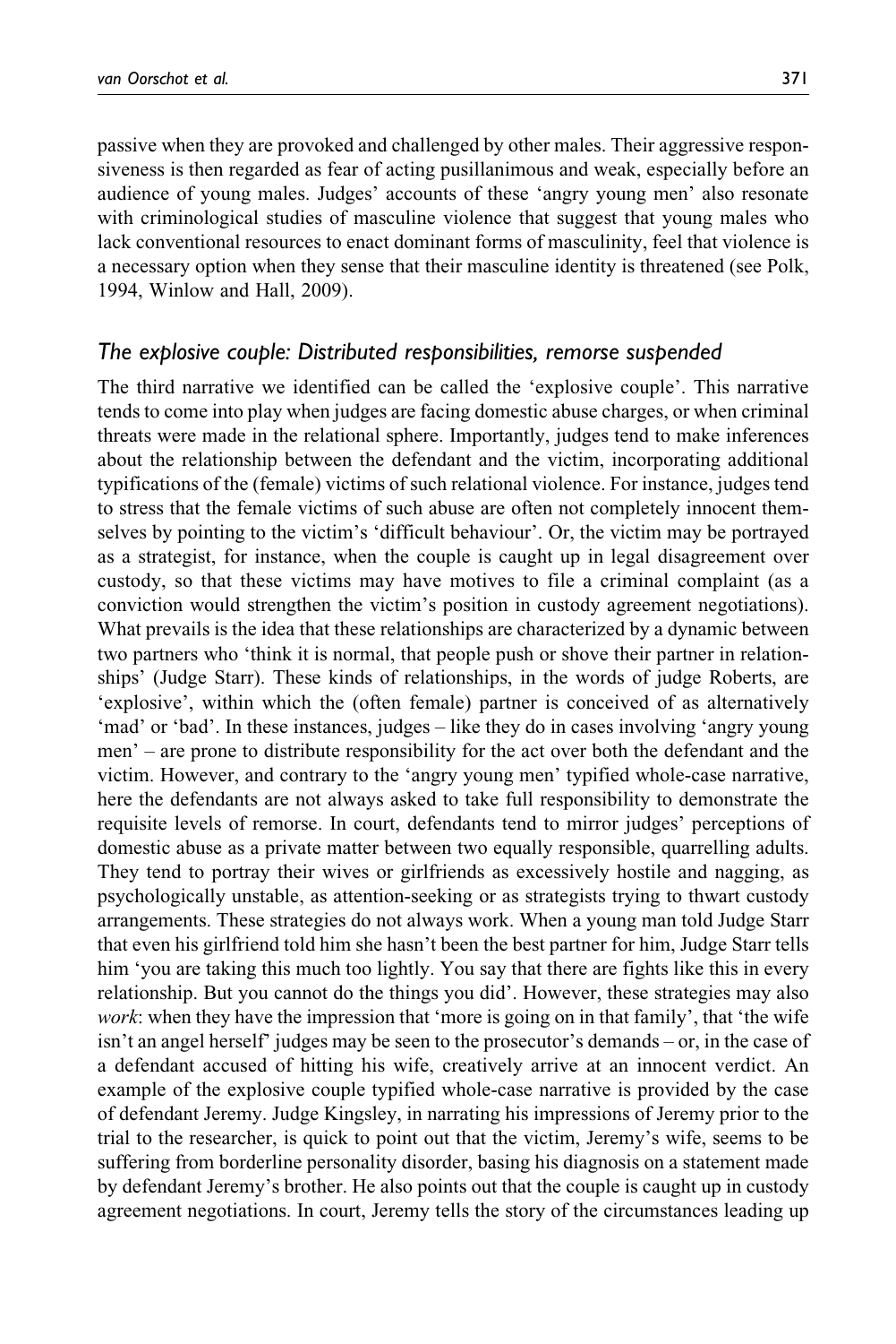passive when they are provoked and challenged by other males. Their aggressive responsiveness is then regarded as fear of acting pusillanimous and weak, especially before an audience of young males. Judges' accounts of these 'angry young men' also resonate with criminological studies of masculine violence that suggest that young males who lack conventional resources to enact dominant forms of masculinity, feel that violence is a necessary option when they sense that their masculine identity is threatened (see Polk, 1994, Winlow and Hall, 2009).

### *The explosive couple: Distributed responsibilities, remorse suspended*

The third narrative we identified can be called the 'explosive couple'. This narrative tends to come into play when judges are facing domestic abuse charges, or when criminal threats were made in the relational sphere. Importantly, judges tend to make inferences about the relationship between the defendant and the victim, incorporating additional typifications of the (female) victims of such relational violence. For instance, judges tend to stress that the female victims of such abuse are often not completely innocent themselves by pointing to the victim's 'difficult behaviour'. Or, the victim may be portrayed as a strategist, for instance, when the couple is caught up in legal disagreement over custody, so that these victims may have motives to file a criminal complaint (as a conviction would strengthen the victim's position in custody agreement negotiations). What prevails is the idea that these relationships are characterized by a dynamic between two partners who 'think it is normal, that people push or shove their partner in relationships' (Judge Starr). These kinds of relationships, in the words of judge Roberts, are 'explosive', within which the (often female) partner is conceived of as alternatively 'mad' or 'bad'. In these instances, judges – like they do in cases involving 'angry young men' – are prone to distribute responsibility for the act over both the defendant and the victim. However, and contrary to the 'angry young men' typified whole-case narrative, here the defendants are not always asked to take full responsibility to demonstrate the requisite levels of remorse. In court, defendants tend to mirror judges' perceptions of domestic abuse as a private matter between two equally responsible, quarrelling adults. They tend to portray their wives or girlfriends as excessively hostile and nagging, as psychologically unstable, as attention-seeking or as strategists trying to thwart custody arrangements. These strategies do not always work. When a young man told Judge Starr that even his girlfriend told him she hasn't been the best partner for him, Judge Starr tells him 'you are taking this much too lightly. You say that there are fights like this in every relationship. But you cannot do the things you did'. However, these strategies may also *work*: when they have the impression that 'more is going on in that family', that 'the wife isn't an angel herself' judges may be seen to the prosecutor's demands – or, in the case of a defendant accused of hitting his wife, creatively arrive at an innocent verdict. An example of the explosive couple typified whole-case narrative is provided by the case of defendant Jeremy. Judge Kingsley, in narrating his impressions of Jeremy prior to the trial to the researcher, is quick to point out that the victim, Jeremy's wife, seems to be suffering from borderline personality disorder, basing his diagnosis on a statement made by defendant Jeremy's brother. He also points out that the couple is caught up in custody agreement negotiations. In court, Jeremy tells the story of the circumstances leading up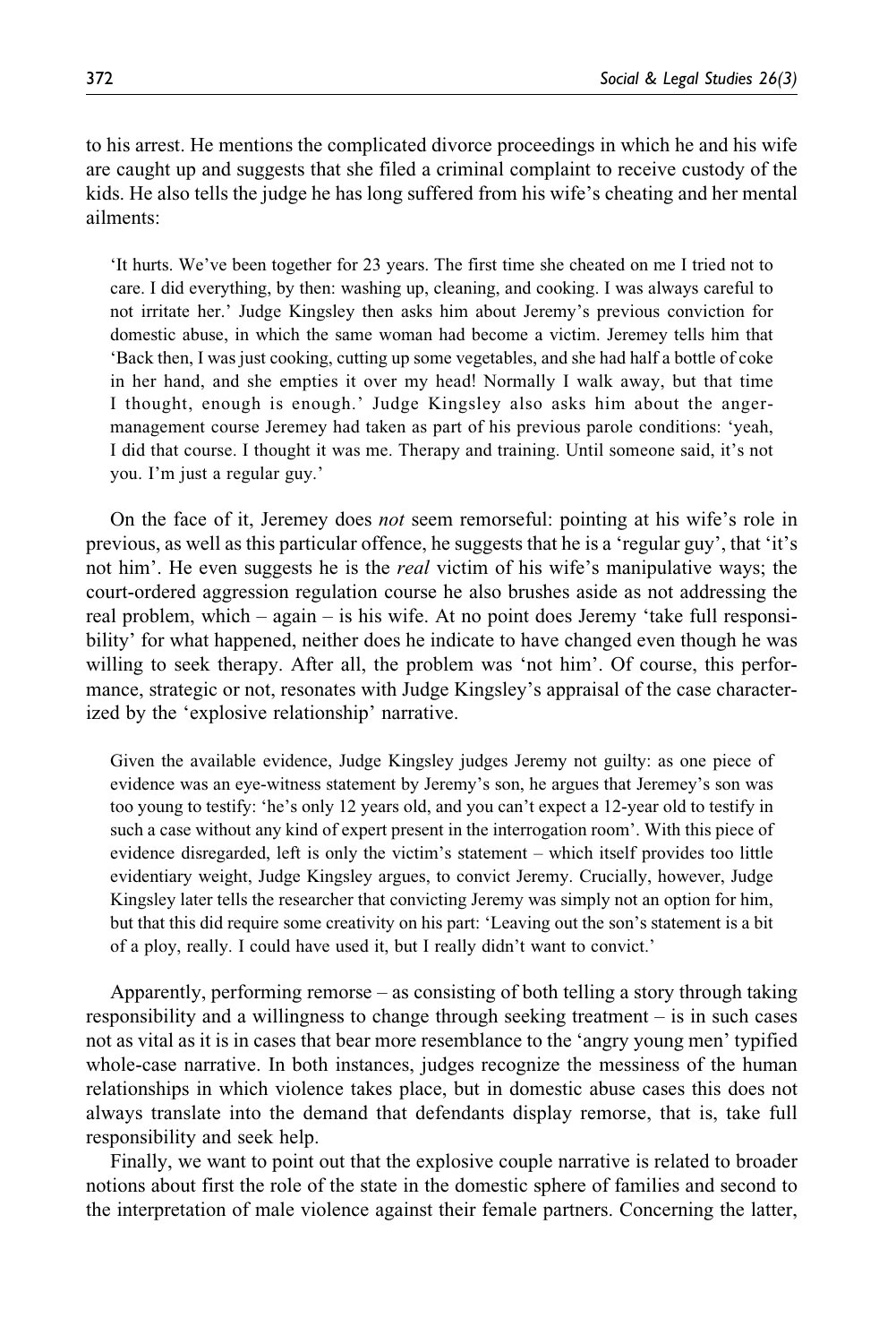to his arrest. He mentions the complicated divorce proceedings in which he and his wife are caught up and suggests that she filed a criminal complaint to receive custody of the kids. He also tells the judge he has long suffered from his wife's cheating and her mental ailments:

> 'It hurts. We've been together for 23 years. The first time she cheated on me I tried not to care. I did everything, by then: washing up, cleaning, and cooking. I was always careful to not irritate her.' Judge Kingsley then asks him about Jeremy's previous conviction for domestic abuse, in which the same woman had become a victim. Jeremey tells him that 'Back then, I was just cooking, cutting up some vegetables, and she had half a bottle of coke in her hand, and she empties it over my head! Normally I walk away, but that time I thought, enough is enough.' Judge Kingsley also asks him about the anger-management course Jeremey had taken as part of his previous parole conditions: 'yeah, I did that course. I thought it was me. Therapy and training. Until someone said, it's not you. I'm just a regular guy.'

On the face of it, Jeremey does *not* seem remorseful: pointing at his wife's role in previous, as well as this particular offence, he suggests that he is a 'regular guy', that 'it's not him'. He even suggests he is the *real* victim of his wife's manipulative ways; the court-ordered aggression regulation course he also brushes aside as not addressing the real problem, which – again – is his wife. At no point does Jeremy 'take full responsibility' for what happened, neither does he indicate to have changed even though he was willing to seek therapy. After all, the problem was 'not him'. Of course, this performance, strategic or not, resonates with Judge Kingsley's appraisal of the case characterized by the 'explosive relationship' narrative.

> Given the available evidence, Judge Kingsley judges Jeremy not guilty: as one piece of evidence was an eye-witness statement by Jeremy's son, he argues that Jeremey's son was too young to testify: 'he's only 12 years old, and you can't expect a 12-year old to testify in such a case without any kind of expert present in the interrogation room'. With this piece of evidence disregarded, left is only the victim's statement – which itself provides too little evidentiary weight, Judge Kingsley argues, to convict Jeremy. Crucially, however, Judge Kingsley later tells the researcher that convicting Jeremy was simply not an option for him, but that this did require some creativity on his part: 'Leaving out the son's statement is a bit of a ploy, really. I could have used it, but I really didn't want to convict.'

Apparently, performing remorse – as consisting of both telling a story through taking responsibility and a willingness to change through seeking treatment – is in such cases not as vital as it is in cases that bear more resemblance to the 'angry young men' typified whole-case narrative. In both instances, judges recognize the messiness of the human relationships in which violence takes place, but in domestic abuse cases this does not always translate into the demand that defendants display remorse, that is, take full responsibility and seek help.

Finally, we want to point out that the explosive couple narrative is related to broader notions about first the role of the state in the domestic sphere of families and second to the interpretation of male violence against their female partners. Concerning the latter,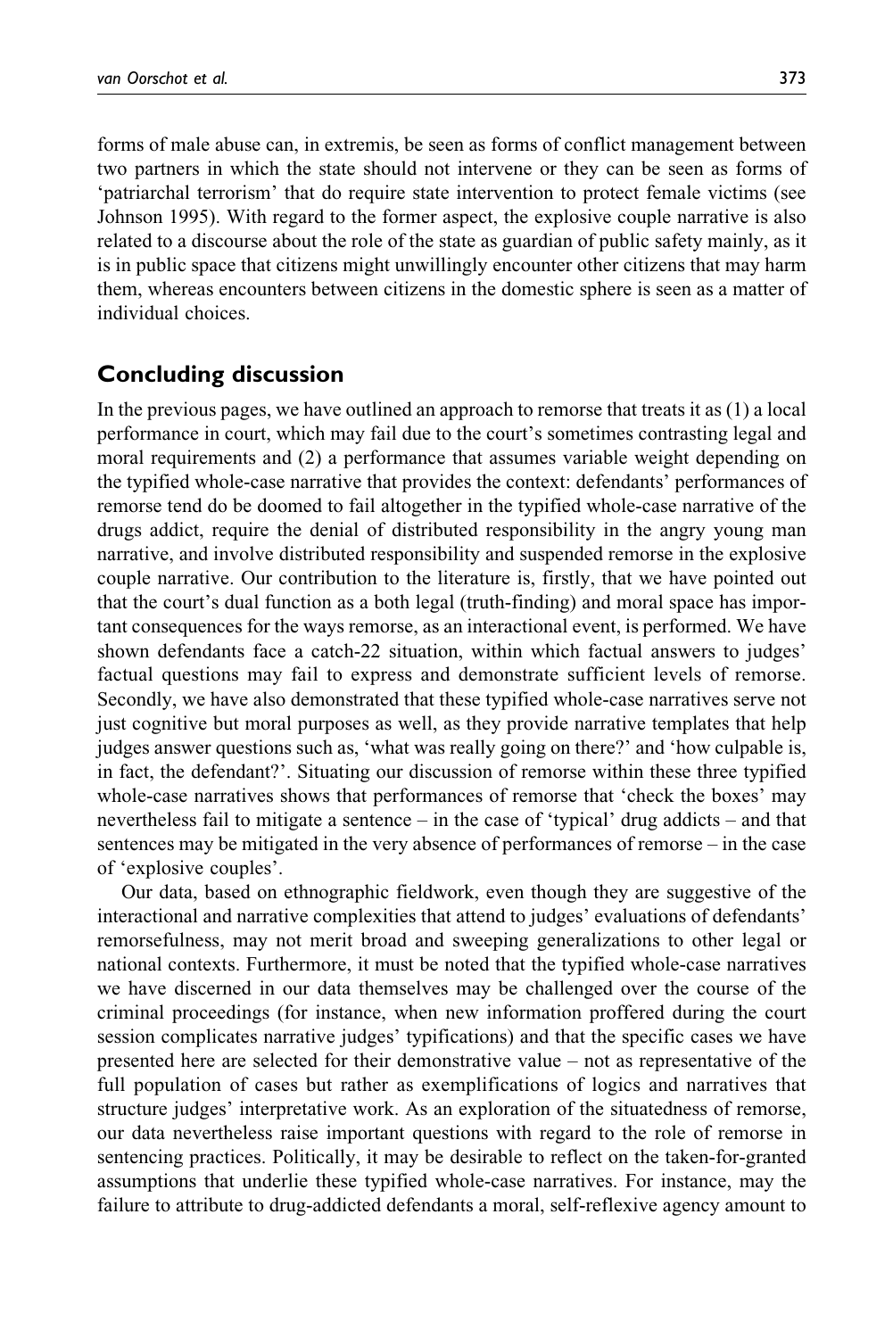forms of male abuse can, in extremis, be seen as forms of conflict management between two partners in which the state should not intervene or they can be seen as forms of 'patriarchal terrorism' that do require state intervention to protect female victims (see Johnson 1995). With regard to the former aspect, the explosive couple narrative is also related to a discourse about the role of the state as guardian of public safety mainly, as it is in public space that citizens might unwillingly encounter other citizens that may harm them, whereas encounters between citizens in the domestic sphere is seen as a matter of individual choices.

## Concluding discussion

In the previous pages, we have outlined an approach to remorse that treats it as (1) a local performance in court, which may fail due to the court's sometimes contrasting legal and moral requirements and (2) a performance that assumes variable weight depending on the typified whole-case narrative that provides the context: defendants' performances of remorse tend do be doomed to fail altogether in the typified whole-case narrative of the drugs addict, require the denial of distributed responsibility in the angry young man narrative, and involve distributed responsibility and suspended remorse in the explosive couple narrative. Our contribution to the literature is, firstly, that we have pointed out that the court's dual function as a both legal (truth-finding) and moral space has important consequences for the ways remorse, as an interactional event, is performed. We have shown defendants face a catch-22 situation, within which factual answers to judges' factual questions may fail to express and demonstrate sufficient levels of remorse. Secondly, we have also demonstrated that these typified whole-case narratives serve not just cognitive but moral purposes as well, as they provide narrative templates that help judges answer questions such as, 'what was really going on there?' and 'how culpable is, in fact, the defendant?'. Situating our discussion of remorse within these three typified whole-case narratives shows that performances of remorse that 'check the boxes' may nevertheless fail to mitigate a sentence – in the case of 'typical' drug addicts – and that sentences may be mitigated in the very absence of performances of remorse – in the case of 'explosive couples'.

Our data, based on ethnographic fieldwork, even though they are suggestive of the interactional and narrative complexities that attend to judges' evaluations of defendants' remorsefulness, may not merit broad and sweeping generalizations to other legal or national contexts. Furthermore, it must be noted that the typified whole-case narratives we have discerned in our data themselves may be challenged over the course of the criminal proceedings (for instance, when new information proffered during the court session complicates narrative judges' typifications) and that the specific cases we have presented here are selected for their demonstrative value – not as representative of the full population of cases but rather as exemplifications of logics and narratives that structure judges' interpretative work. As an exploration of the situatedness of remorse, our data nevertheless raise important questions with regard to the role of remorse in sentencing practices. Politically, it may be desirable to reflect on the taken-for-granted assumptions that underlie these typified whole-case narratives. For instance, may the failure to attribute to drug-addicted defendants a moral, self-reflexive agency amount to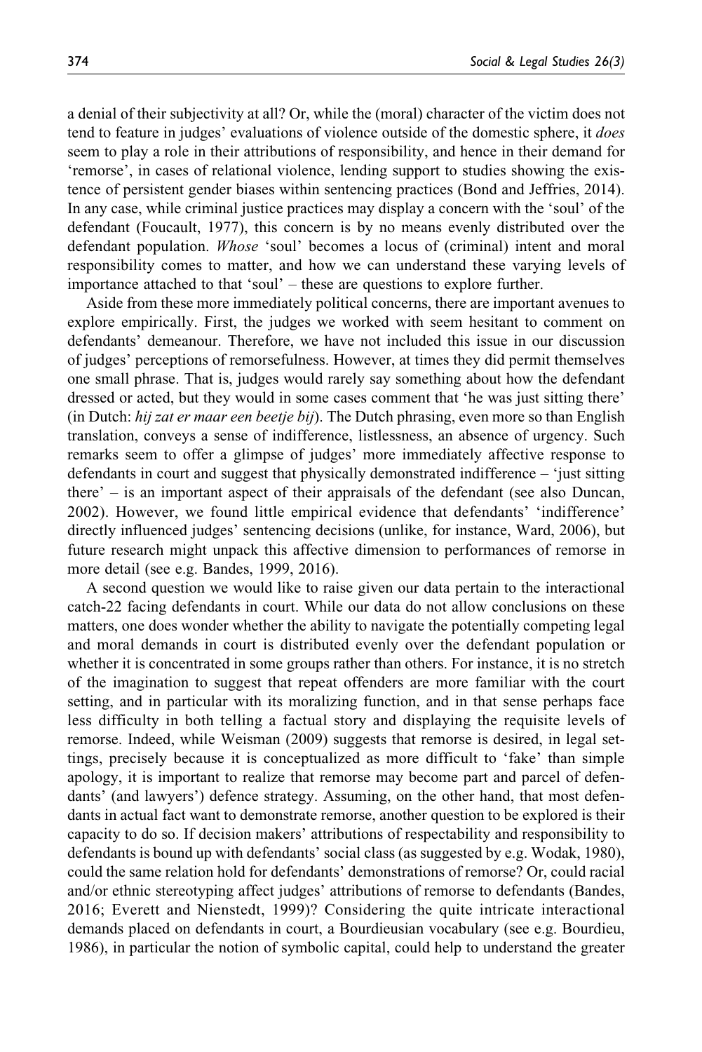a denial of their subjectivity at all? Or, while the (moral) character of the victim does not tend to feature in judges' evaluations of violence outside of the domestic sphere, it *does* seem to play a role in their attributions of responsibility, and hence in their demand for 'remorse', in cases of relational violence, lending support to studies showing the existence of persistent gender biases within sentencing practices (Bond and Jeffries, 2014). In any case, while criminal justice practices may display a concern with the 'soul' of the defendant (Foucault, 1977), this concern is by no means evenly distributed over the defendant population. *Whose* 'soul' becomes a locus of (criminal) intent and moral responsibility comes to matter, and how we can understand these varying levels of importance attached to that 'soul' – these are questions to explore further.

Aside from these more immediately political concerns, there are important avenues to explore empirically. First, the judges we worked with seem hesitant to comment on defendants' demeanour. Therefore, we have not included this issue in our discussion of judges' perceptions of remorsefulness. However, at times they did permit themselves one small phrase. That is, judges would rarely say something about how the defendant dressed or acted, but they would in some cases comment that 'he was just sitting there' (in Dutch: *hij zat er maar een beetje bij*). The Dutch phrasing, even more so than English translation, conveys a sense of indifference, listlessness, an absence of urgency. Such remarks seem to offer a glimpse of judges' more immediately affective response to defendants in court and suggest that physically demonstrated indifference – 'just sitting there' – is an important aspect of their appraisals of the defendant (see also Duncan, 2002). However, we found little empirical evidence that defendants' 'indifference' directly influenced judges' sentencing decisions (unlike, for instance, Ward, 2006), but future research might unpack this affective dimension to performances of remorse in more detail (see e.g. Bandes, 1999, 2016).

A second question we would like to raise given our data pertain to the interactional catch-22 facing defendants in court. While our data do not allow conclusions on these matters, one does wonder whether the ability to navigate the potentially competing legal and moral demands in court is distributed evenly over the defendant population or whether it is concentrated in some groups rather than others. For instance, it is no stretch of the imagination to suggest that repeat offenders are more familiar with the court setting, and in particular with its moralizing function, and in that sense perhaps face less difficulty in both telling a factual story and displaying the requisite levels of remorse. Indeed, while Weisman (2009) suggests that remorse is desired, in legal settings, precisely because it is conceptualized as more difficult to 'fake' than simple apology, it is important to realize that remorse may become part and parcel of defendants' (and lawyers') defence strategy. Assuming, on the other hand, that most defendants in actual fact want to demonstrate remorse, another question to be explored is their capacity to do so. If decision makers' attributions of respectability and responsibility to defendants is bound up with defendants' social class (as suggested by e.g. Wodak, 1980), could the same relation hold for defendants' demonstrations of remorse? Or, could racial and/or ethnic stereotyping affect judges' attributions of remorse to defendants (Bandes, 2016; Everett and Nienstedt, 1999)? Considering the quite intricate interactional demands placed on defendants in court, a Bourdieusian vocabulary (see e.g. Bourdieu, 1986), in particular the notion of symbolic capital, could help to understand the greater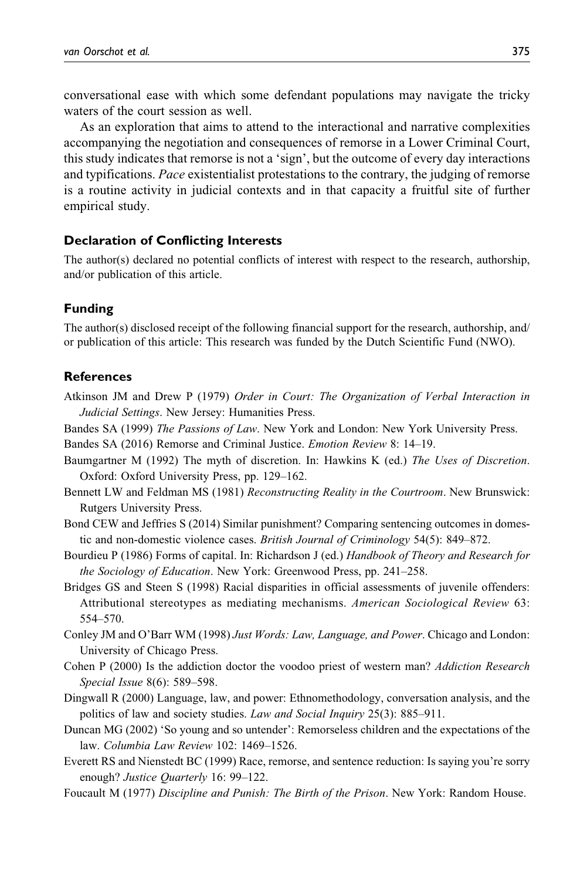conversational ease with which some defendant populations may navigate the tricky waters of the court session as well.

As an exploration that aims to attend to the interactional and narrative complexities accompanying the negotiation and consequences of remorse in a Lower Criminal Court, this study indicates that remorse is not a 'sign', but the outcome of every day interactions and typifications. *Pace* existentialist protestations to the contrary, the judging of remorse is a routine activity in judicial contexts and in that capacity a fruitful site of further empirical study.

### Declaration of Conflicting Interests

The author(s) declared no potential conflicts of interest with respect to the research, authorship, and/or publication of this article.

### Funding

The author(s) disclosed receipt of the following financial support for the research, authorship, and/or publication of this article: This research was funded by the Dutch Scientific Fund (NWO).

### References

Atkinson JM and Drew P (1979) *Order in Court: The Organization of Verbal Interaction in Judicial Settings*. New Jersey: Humanities Press.

Bandes SA (1999) *The Passions of Law*. New York and London: New York University Press.

Bandes SA (2016) Remorse and Criminal Justice. *Emotion Review* 8: 14–19.

Baumgartner M (1992) The myth of discretion. In: Hawkins K (ed.) *The Uses of Discretion*. Oxford: Oxford University Press, pp. 129–162.

Bennett LW and Feldman MS (1981) *Reconstructing Reality in the Courtroom*. New Brunswick: Rutgers University Press.

Bond CEW and Jeffries S (2014) Similar punishment? Comparing sentencing outcomes in domestic and non-domestic violence cases. *British Journal of Criminology* 54(5): 849–872.

Bourdieu P (1986) Forms of capital. In: Richardson J (ed.) *Handbook of Theory and Research for the Sociology of Education*. New York: Greenwood Press, pp. 241–258.

Bridges GS and Steen S (1998) Racial disparities in official assessments of juvenile offenders: Attributional stereotypes as mediating mechanisms. *American Sociological Review* 63: 554–570.

Conley JM and O'Barr WM (1998) *Just Words: Law, Language, and Power*. Chicago and London: University of Chicago Press.

Cohen P (2000) Is the addiction doctor the voodoo priest of western man? *Addiction Research Special Issue* 8(6): 589–598.

Dingwall R (2000) Language, law, and power: Ethnomethodology, conversation analysis, and the politics of law and society studies. *Law and Social Inquiry* 25(3): 885–911.

Duncan MG (2002) 'So young and so untender': Remorseless children and the expectations of the law. *Columbia Law Review* 102: 1469–1526.

Everett RS and Nienstedt BC (1999) Race, remorse, and sentence reduction: Is saying you're sorry enough? *Justice Quarterly* 16: 99–122.

Foucault M (1977) *Discipline and Punish: The Birth of the Prison*. New York: Random House.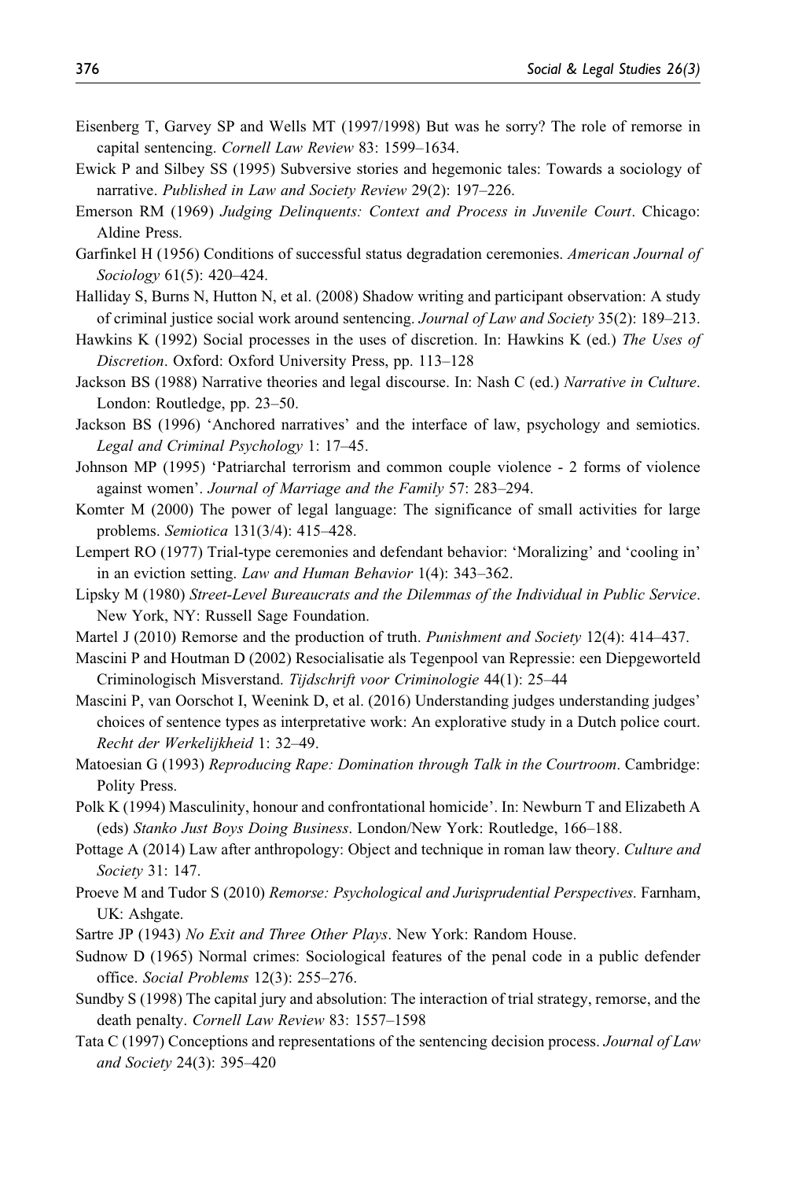Eisenberg T, Garvey SP and Wells MT (1997/1998) But was he sorry? The role of remorse in capital sentencing. *Cornell Law Review* 83: 1599–1634.

Ewick P and Silbey SS (1995) Subversive stories and hegemonic tales: Towards a sociology of narrative. *Published in Law and Society Review* 29(2): 197–226.

Emerson RM (1969) *Judging Delinquents: Context and Process in Juvenile Court*. Chicago: Aldine Press.

Garfinkel H (1956) Conditions of successful status degradation ceremonies. *American Journal of Sociology* 61(5): 420–424.

Halliday S, Burns N, Hutton N, et al. (2008) Shadow writing and participant observation: A study of criminal justice social work around sentencing. *Journal of Law and Society* 35(2): 189–213.

Hawkins K (1992) Social processes in the uses of discretion. In: Hawkins K (ed.) *The Uses of Discretion*. Oxford: Oxford University Press, pp. 113–128

Jackson BS (1988) Narrative theories and legal discourse. In: Nash C (ed.) *Narrative in Culture*. London: Routledge, pp. 23–50.

Jackson BS (1996) 'Anchored narratives' and the interface of law, psychology and semiotics. *Legal and Criminal Psychology* 1: 17–45.

Johnson MP (1995) 'Patriarchal terrorism and common couple violence - 2 forms of violence against women'. *Journal of Marriage and the Family* 57: 283–294.

Komter M (2000) The power of legal language: The significance of small activities for large problems. *Semiotica* 131(3/4): 415–428.

Lempert RO (1977) Trial-type ceremonies and defendant behavior: 'Moralizing' and 'cooling in' in an eviction setting. *Law and Human Behavior* 1(4): 343–362.

Lipsky M (1980) *Street-Level Bureaucrats and the Dilemmas of the Individual in Public Service*. New York, NY: Russell Sage Foundation.

Martel J (2010) Remorse and the production of truth. *Punishment and Society* 12(4): 414–437.

Mascini P and Houtman D (2002) Resocialisatie als Tegenpool van Repressie: een Diepgeworteld Criminologisch Misverstand. *Tijdschrift voor Criminologie* 44(1): 25–44

Mascini P, van Oorschot I, Weenink D, et al. (2016) Understanding judges understanding judges' choices of sentence types as interpretative work: An explorative study in a Dutch police court. *Recht der Werkelijkheid* 1: 32–49.

Matoesian G (1993) *Reproducing Rape: Domination through Talk in the Courtroom*. Cambridge: Polity Press.

Polk K (1994) Masculinity, honour and confrontational homicide'. In: Newburn T and Elizabeth A (eds) *Stanko Just Boys Doing Business*. London/New York: Routledge, 166–188.

Pottage A (2014) Law after anthropology: Object and technique in roman law theory. *Culture and Society* 31: 147.

Proeve M and Tudor S (2010) *Remorse: Psychological and Jurisprudential Perspectives*. Farnham, UK: Ashgate.

Sartre JP (1943) *No Exit and Three Other Plays*. New York: Random House.

Sudnow D (1965) Normal crimes: Sociological features of the penal code in a public defender office. *Social Problems* 12(3): 255–276.

Sundby S (1998) The capital jury and absolution: The interaction of trial strategy, remorse, and the death penalty. *Cornell Law Review* 83: 1557–1598

Tata C (1997) Conceptions and representations of the sentencing decision process. *Journal of Law and Society* 24(3): 395–420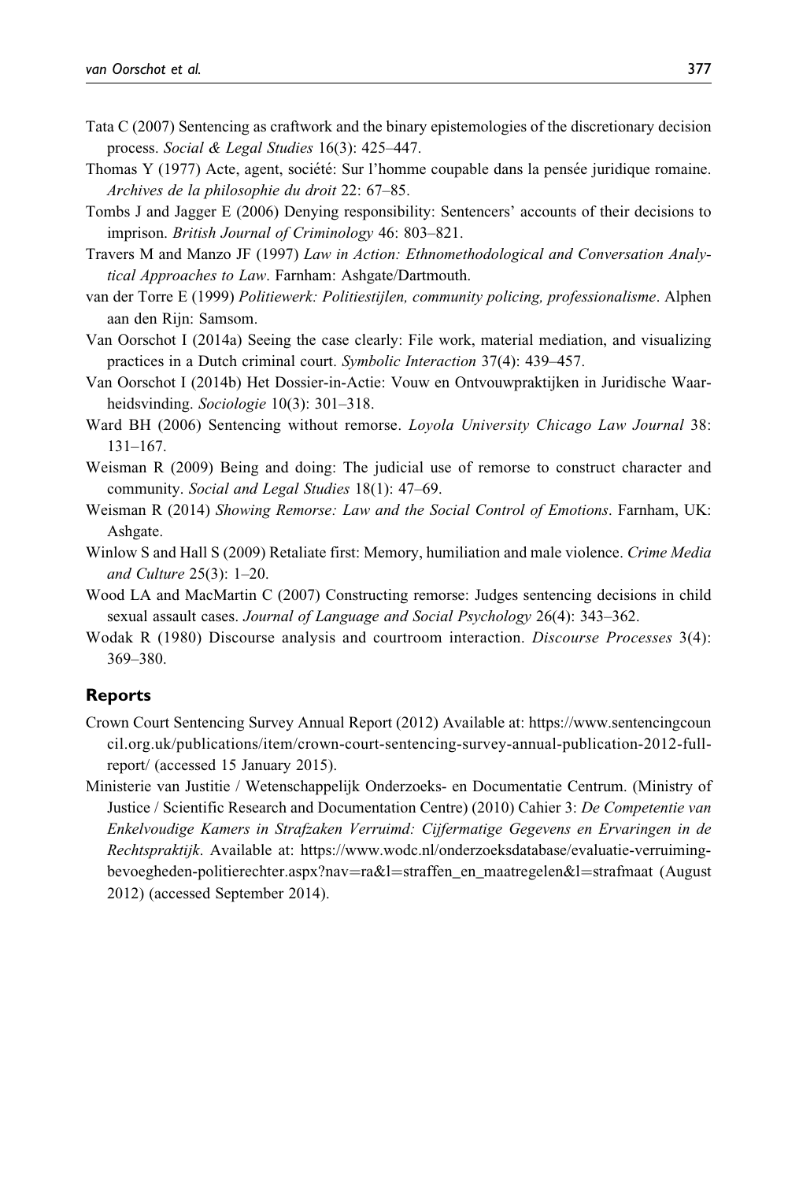Tata C (2007) Sentencing as craftwork and the binary epistemologies of the discretionary decision process. *Social & Legal Studies* 16(3): 425–447.

Thomas Y (1977) Acte, agent, société: Sur l'homme coupable dans la pensée juridique romaine. *Archives de la philosophie du droit* 22: 67–85.

Tombs J and Jagger E (2006) Denying responsibility: Sentencers' accounts of their decisions to imprison. *British Journal of Criminology* 46: 803–821.

Travers M and Manzo JF (1997) *Law in Action: Ethnomethodological and Conversation Analytical Approaches to Law*. Farnham: Ashgate/Dartmouth.

van der Torre E (1999) *Politiewerk: Politiestijlen, community policing, professionalisme*. Alphen aan den Rijn: Samsom.

Van Oorschot I (2014a) Seeing the case clearly: File work, material mediation, and visualizing practices in a Dutch criminal court. *Symbolic Interaction* 37(4): 439–457.

Van Oorschot I (2014b) Het Dossier-in-Actie: Vouw en Ontvouwpraktijken in Juridische Waarheidsvinding. *Sociologie* 10(3): 301–318.

Ward BH (2006) Sentencing without remorse. *Loyola University Chicago Law Journal* 38: 131–167.

Weisman R (2009) Being and doing: The judicial use of remorse to construct character and community. *Social and Legal Studies* 18(1): 47–69.

Weisman R (2014) *Showing Remorse: Law and the Social Control of Emotions*. Farnham, UK: Ashgate.

Winlow S and Hall S (2009) Retaliate first: Memory, humiliation and male violence. *Crime Media and Culture* 25(3): 1–20.

Wood LA and MacMartin C (2007) Constructing remorse: Judges sentencing decisions in child sexual assault cases. *Journal of Language and Social Psychology* 26(4): 343–362.

Wodak R (1980) Discourse analysis and courtroom interaction. *Discourse Processes* 3(4): 369–380.

## Reports

Crown Court Sentencing Survey Annual Report (2012) Available at: https://www.sentencingcouncil.org.uk/publications/item/crown-court-sentencing-survey-annual-publication-2012-full-report/ (accessed 15 January 2015).

Ministerie van Justitie / Wetenschappelijk Onderzoeks- en Documentatie Centrum. (Ministry of Justice / Scientific Research and Documentation Centre) (2010) Cahier 3: *De Competentie van Enkelvoudige Kamers in Strafzaken Verruimd: Cijfermatige Gegevens en Ervaringen in de Rechtspraktijk*. Available at: https://www.wodc.nl/onderzoeksdatabase/evaluatie-verruiming-bevoegheden-politierechter.aspx?nav=ra&l=straffen_en_maatregelen&l=strafmaat (August 2012) (accessed September 2014).